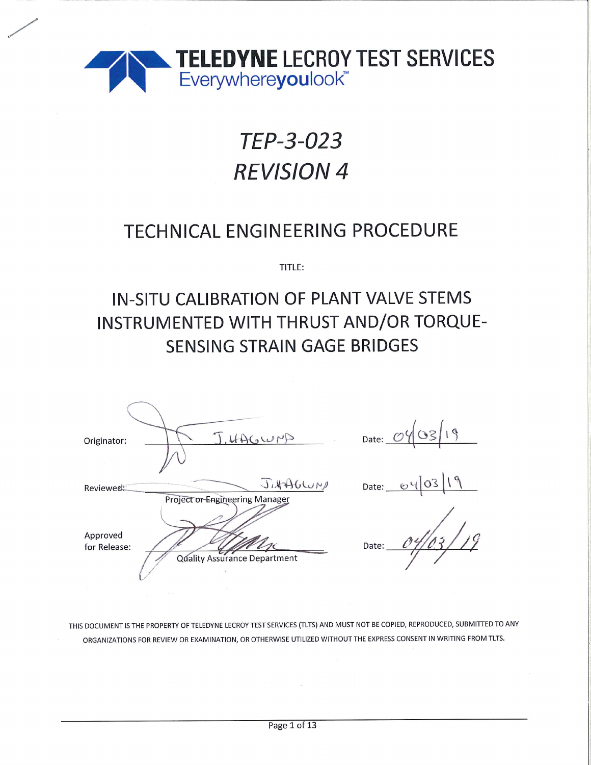**TELEDYNE LECROY TEST SERVICES**
Everywhereyoulook™

# TEP-3-023
# REVISION 4

## TECHNICAL ENGINEERING PROCEDURE

TITLE:

## IN-SITU CALIBRATION OF PLANT VALVE STEMS INSTRUMENTED WITH THRUST AND/OR TORQUE-SENSING STRAIN GAGE BRIDGES

Originator: J. HAGLUND Date: 04/03/19

Reviewed: J. HAGLUND Date: 04/03/19
Project or Engineering Manager

Approved for Release: Date: 04/03/19
Quality Assurance Department

THIS DOCUMENT IS THE PROPERTY OF TELEDYNE LECROY TEST SERVICES (TLTS) AND MUST NOT BE COPIED, REPRODUCED, SUBMITTED TO ANY ORGANIZATIONS FOR REVIEW OR EXAMINATION, OR OTHERWISE UTILIZED WITHOUT THE EXPRESS CONSENT IN WRITING FROM TLTS.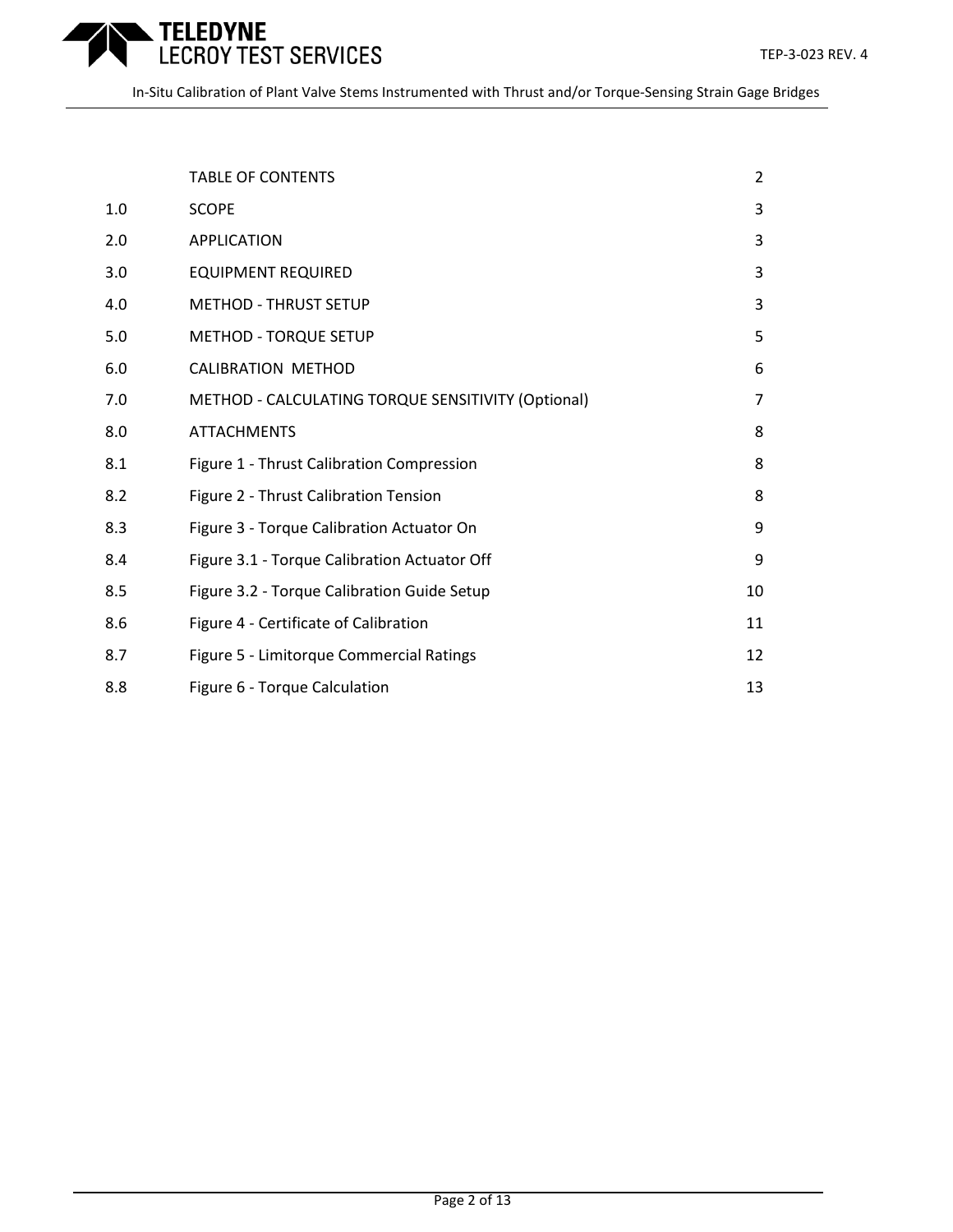| | TABLE OF CONTENTS | 2 |
|---|---|---|
| 1.0 | SCOPE | 3 |
| 2.0 | APPLICATION | 3 |
| 3.0 | EQUIPMENT REQUIRED | 3 |
| 4.0 | METHOD - THRUST SETUP | 3 |
| 5.0 | METHOD - TORQUE SETUP | 5 |
| 6.0 | CALIBRATION METHOD | 6 |
| 7.0 | METHOD - CALCULATING TORQUE SENSITIVITY (Optional) | 7 |
| 8.0 | ATTACHMENTS | 8 |
| 8.1 | Figure 1 - Thrust Calibration Compression | 8 |
| 8.2 | Figure 2 - Thrust Calibration Tension | 8 |
| 8.3 | Figure 3 - Torque Calibration Actuator On | 9 |
| 8.4 | Figure 3.1 - Torque Calibration Actuator Off | 9 |
| 8.5 | Figure 3.2 - Torque Calibration Guide Setup | 10 |
| 8.6 | Figure 4 - Certificate of Calibration | 11 |
| 8.7 | Figure 5 - Limitorque Commercial Ratings | 12 |
| 8.8 | Figure 6 - Torque Calculation | 13 |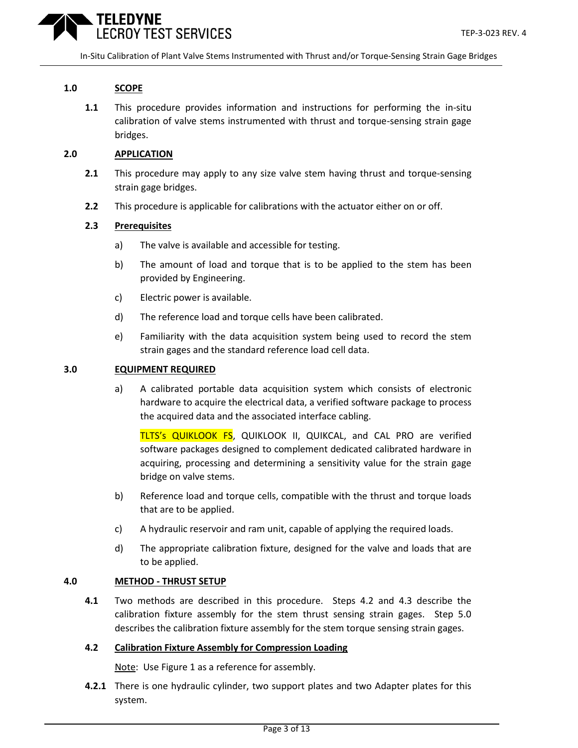## 1.0 SCOPE

**1.1** This procedure provides information and instructions for performing the in-situ calibration of valve stems instrumented with thrust and torque-sensing strain gage bridges.

## 2.0 APPLICATION

**2.1** This procedure may apply to any size valve stem having thrust and torque-sensing strain gage bridges.

**2.2** This procedure is applicable for calibrations with the actuator either on or off.

### 2.3 Prerequisites

a) The valve is available and accessible for testing.

b) The amount of load and torque that is to be applied to the stem has been provided by Engineering.

c) Electric power is available.

d) The reference load and torque cells have been calibrated.

e) Familiarity with the data acquisition system being used to record the stem strain gages and the standard reference load cell data.

## 3.0 EQUIPMENT REQUIRED

a) A calibrated portable data acquisition system which consists of electronic hardware to acquire the electrical data, a verified software package to process the acquired data and the associated interface cabling.

TLTS's QUIKLOOK FS, QUIKLOOK II, QUIKCAL, and CAL PRO are verified software packages designed to complement dedicated calibrated hardware in acquiring, processing and determining a sensitivity value for the strain gage bridge on valve stems.

b) Reference load and torque cells, compatible with the thrust and torque loads that are to be applied.

c) A hydraulic reservoir and ram unit, capable of applying the required loads.

d) The appropriate calibration fixture, designed for the valve and loads that are to be applied.

## 4.0 METHOD - THRUST SETUP

**4.1** Two methods are described in this procedure. Steps 4.2 and 4.3 describe the calibration fixture assembly for the stem thrust sensing strain gages. Step 5.0 describes the calibration fixture assembly for the stem torque sensing strain gages.

### 4.2 Calibration Fixture Assembly for Compression Loading

Note: Use Figure 1 as a reference for assembly.

**4.2.1** There is one hydraulic cylinder, two support plates and two Adapter plates for this system.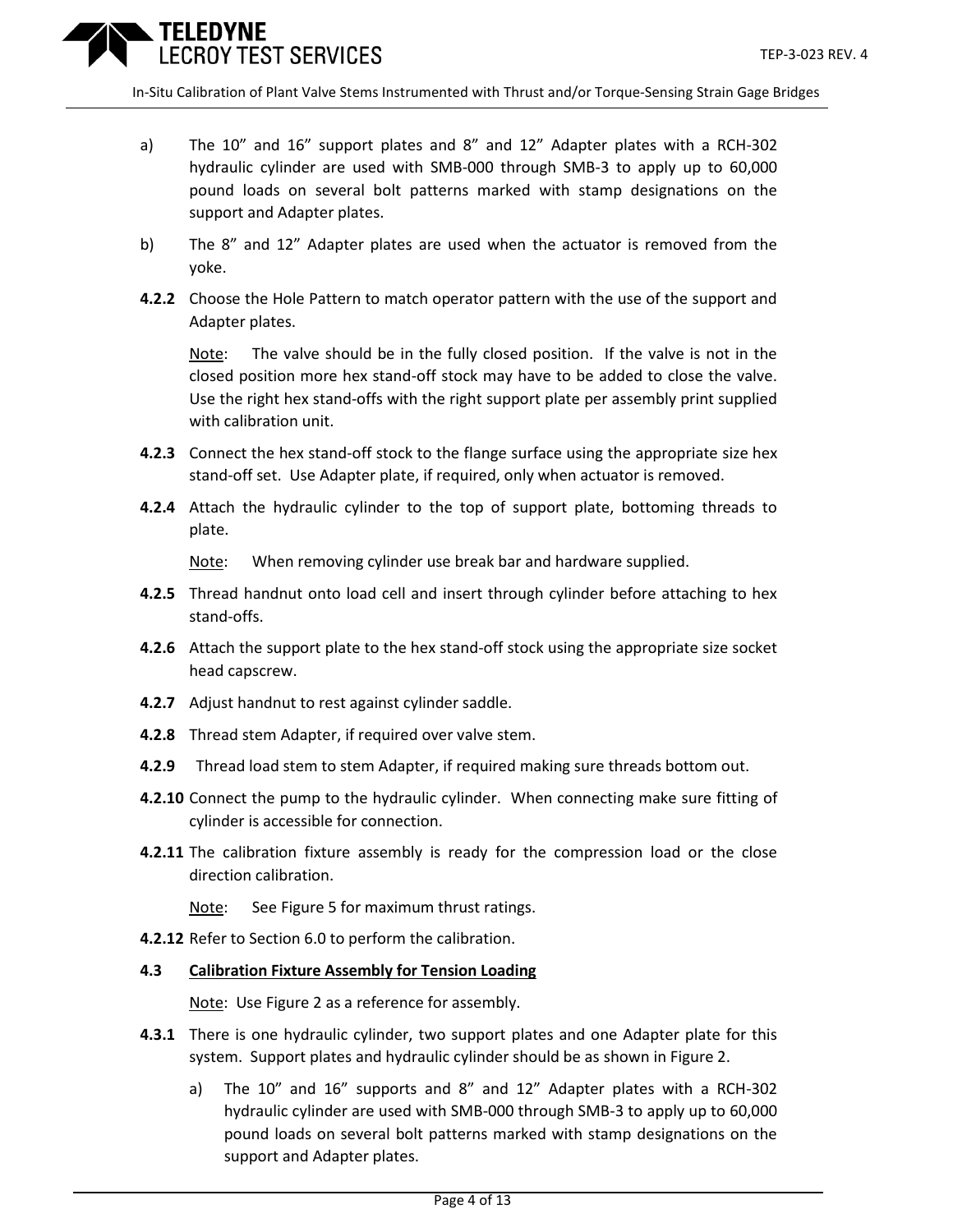a) The 10" and 16" support plates and 8" and 12" Adapter plates with a RCH-302 hydraulic cylinder are used with SMB-000 through SMB-3 to apply up to 60,000 pound loads on several bolt patterns marked with stamp designations on the support and Adapter plates.

b) The 8" and 12" Adapter plates are used when the actuator is removed from the yoke.

**4.2.2** Choose the Hole Pattern to match operator pattern with the use of the support and Adapter plates.

<u>Note</u>: The valve should be in the fully closed position. If the valve is not in the closed position more hex stand-off stock may have to be added to close the valve. Use the right hex stand-offs with the right support plate per assembly print supplied with calibration unit.

**4.2.3** Connect the hex stand-off stock to the flange surface using the appropriate size hex stand-off set. Use Adapter plate, if required, only when actuator is removed.

**4.2.4** Attach the hydraulic cylinder to the top of support plate, bottoming threads to plate.

<u>Note</u>: When removing cylinder use break bar and hardware supplied.

**4.2.5** Thread handnut onto load cell and insert through cylinder before attaching to hex stand-offs.

**4.2.6** Attach the support plate to the hex stand-off stock using the appropriate size socket head capscrew.

**4.2.7** Adjust handnut to rest against cylinder saddle.

**4.2.8** Thread stem Adapter, if required over valve stem.

**4.2.9** Thread load stem to stem Adapter, if required making sure threads bottom out.

**4.2.10** Connect the pump to the hydraulic cylinder. When connecting make sure fitting of cylinder is accessible for connection.

**4.2.11** The calibration fixture assembly is ready for the compression load or the close direction calibration.

<u>Note</u>: See Figure 5 for maximum thrust ratings.

**4.2.12** Refer to Section 6.0 to perform the calibration.

**4.3** **<u>Calibration Fixture Assembly for Tension Loading</u>**

<u>Note</u>: Use Figure 2 as a reference for assembly.

**4.3.1** There is one hydraulic cylinder, two support plates and one Adapter plate for this system. Support plates and hydraulic cylinder should be as shown in Figure 2.

a) The 10" and 16" supports and 8" and 12" Adapter plates with a RCH-302 hydraulic cylinder are used with SMB-000 through SMB-3 to apply up to 60,000 pound loads on several bolt patterns marked with stamp designations on the support and Adapter plates.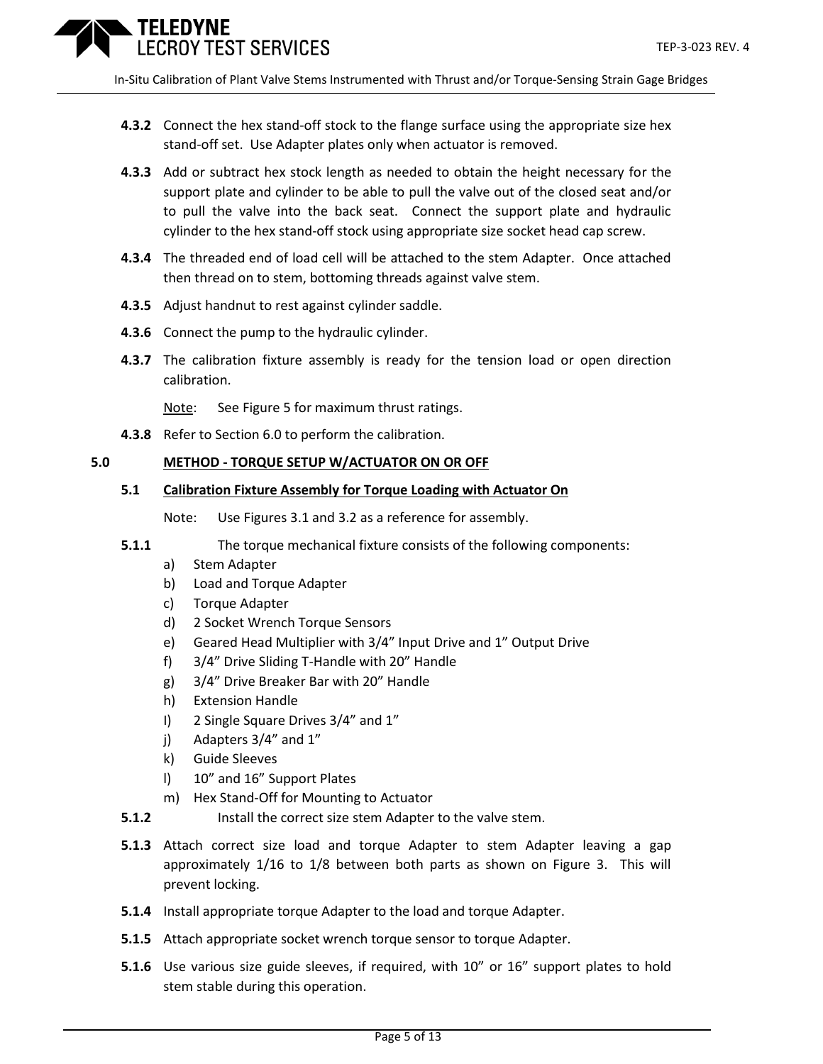**4.3.2** Connect the hex stand-off stock to the flange surface using the appropriate size hex stand-off set. Use Adapter plates only when actuator is removed.

**4.3.3** Add or subtract hex stock length as needed to obtain the height necessary for the support plate and cylinder to be able to pull the valve out of the closed seat and/or to pull the valve into the back seat. Connect the support plate and hydraulic cylinder to the hex stand-off stock using appropriate size socket head cap screw.

**4.3.4** The threaded end of load cell will be attached to the stem Adapter. Once attached then thread on to stem, bottoming threads against valve stem.

**4.3.5** Adjust handnut to rest against cylinder saddle.

**4.3.6** Connect the pump to the hydraulic cylinder.

**4.3.7** The calibration fixture assembly is ready for the tension load or open direction calibration.

<u>Note</u>: See Figure 5 for maximum thrust ratings.

**4.3.8** Refer to Section 6.0 to perform the calibration.

## 5.0 <u>METHOD - TORQUE SETUP W/ACTUATOR ON OR OFF</u>

### 5.1 <u>Calibration Fixture Assembly for Torque Loading with Actuator On</u>

Note: Use Figures 3.1 and 3.2 as a reference for assembly.

**5.1.1** The torque mechanical fixture consists of the following components:

a) Stem Adapter
b) Load and Torque Adapter
c) Torque Adapter
d) 2 Socket Wrench Torque Sensors
e) Geared Head Multiplier with 3/4” Input Drive and 1” Output Drive
f) 3/4” Drive Sliding T-Handle with 20” Handle
g) 3/4” Drive Breaker Bar with 20” Handle
h) Extension Handle
I) 2 Single Square Drives 3/4” and 1”
j) Adapters 3/4” and 1”
k) Guide Sleeves
l) 10” and 16” Support Plates
m) Hex Stand-Off for Mounting to Actuator

**5.1.2** Install the correct size stem Adapter to the valve stem.

**5.1.3** Attach correct size load and torque Adapter to stem Adapter leaving a gap approximately 1/16 to 1/8 between both parts as shown on Figure 3. This will prevent locking.

**5.1.4** Install appropriate torque Adapter to the load and torque Adapter.

**5.1.5** Attach appropriate socket wrench torque sensor to torque Adapter.

**5.1.6** Use various size guide sleeves, if required, with 10” or 16” support plates to hold stem stable during this operation.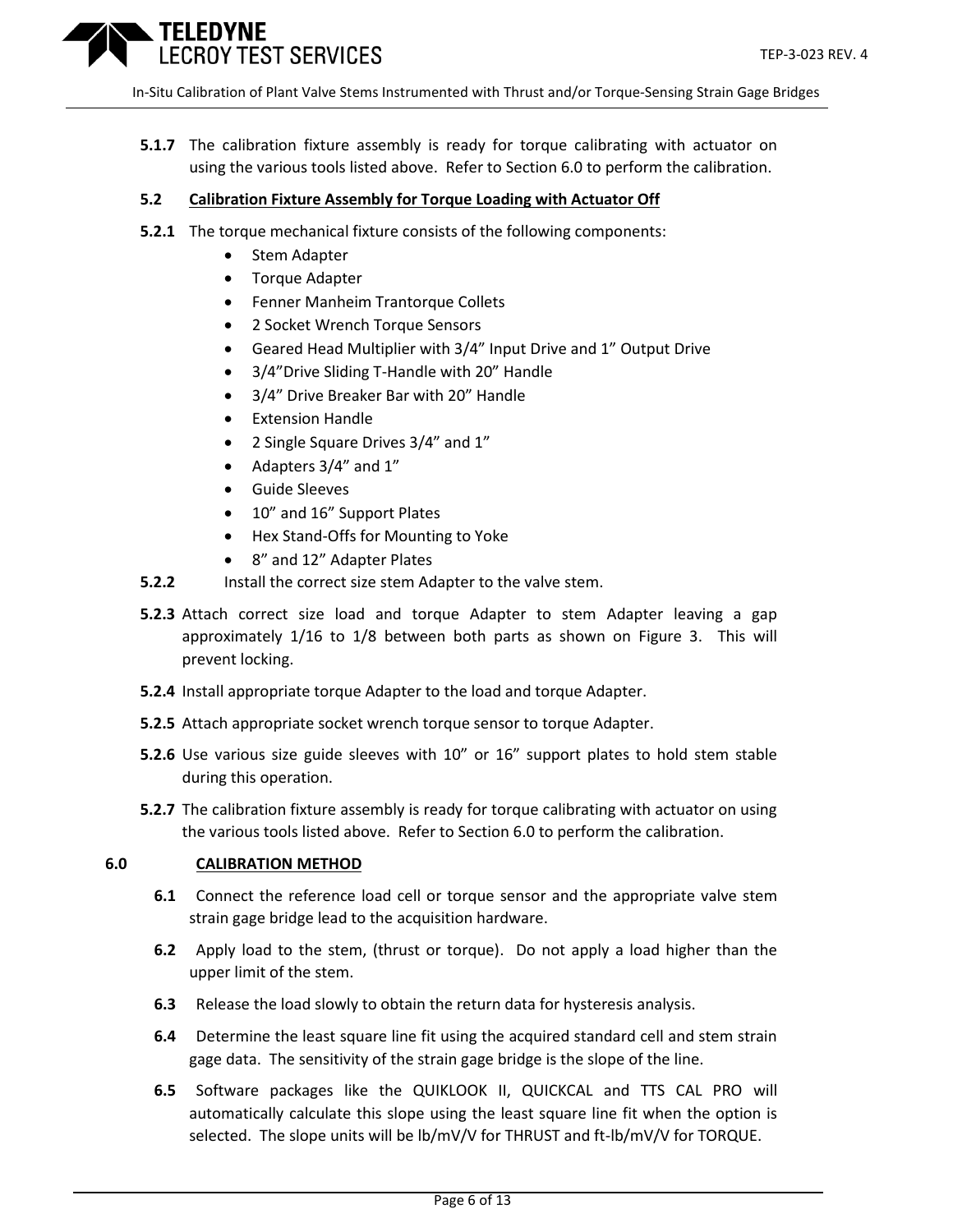**5.1.7** The calibration fixture assembly is ready for torque calibrating with actuator on using the various tools listed above. Refer to Section 6.0 to perform the calibration.

**5.2** **Calibration Fixture Assembly for Torque Loading with Actuator Off**

**5.2.1** The torque mechanical fixture consists of the following components:

- Stem Adapter
- Torque Adapter
- Fenner Manheim Trantorque Collets
- 2 Socket Wrench Torque Sensors
- Geared Head Multiplier with 3/4" Input Drive and 1" Output Drive
- 3/4"Drive Sliding T-Handle with 20" Handle
- 3/4" Drive Breaker Bar with 20" Handle
- Extension Handle
- 2 Single Square Drives 3/4" and 1"
- Adapters 3/4" and 1"
- Guide Sleeves
- 10" and 16" Support Plates
- Hex Stand-Offs for Mounting to Yoke
- 8" and 12" Adapter Plates

**5.2.2** Install the correct size stem Adapter to the valve stem.

**5.2.3** Attach correct size load and torque Adapter to stem Adapter leaving a gap approximately 1/16 to 1/8 between both parts as shown on Figure 3. This will prevent locking.

**5.2.4** Install appropriate torque Adapter to the load and torque Adapter.

**5.2.5** Attach appropriate socket wrench torque sensor to torque Adapter.

**5.2.6** Use various size guide sleeves with 10" or 16" support plates to hold stem stable during this operation.

**5.2.7** The calibration fixture assembly is ready for torque calibrating with actuator on using the various tools listed above. Refer to Section 6.0 to perform the calibration.

## 6.0 CALIBRATION METHOD

**6.1** Connect the reference load cell or torque sensor and the appropriate valve stem strain gage bridge lead to the acquisition hardware.

**6.2** Apply load to the stem, (thrust or torque). Do not apply a load higher than the upper limit of the stem.

**6.3** Release the load slowly to obtain the return data for hysteresis analysis.

**6.4** Determine the least square line fit using the acquired standard cell and stem strain gage data. The sensitivity of the strain gage bridge is the slope of the line.

**6.5** Software packages like the QUIKLOOK II, QUICKCAL and TTS CAL PRO will automatically calculate this slope using the least square line fit when the option is selected. The slope units will be lb/mV/V for THRUST and ft-lb/mV/V for TORQUE.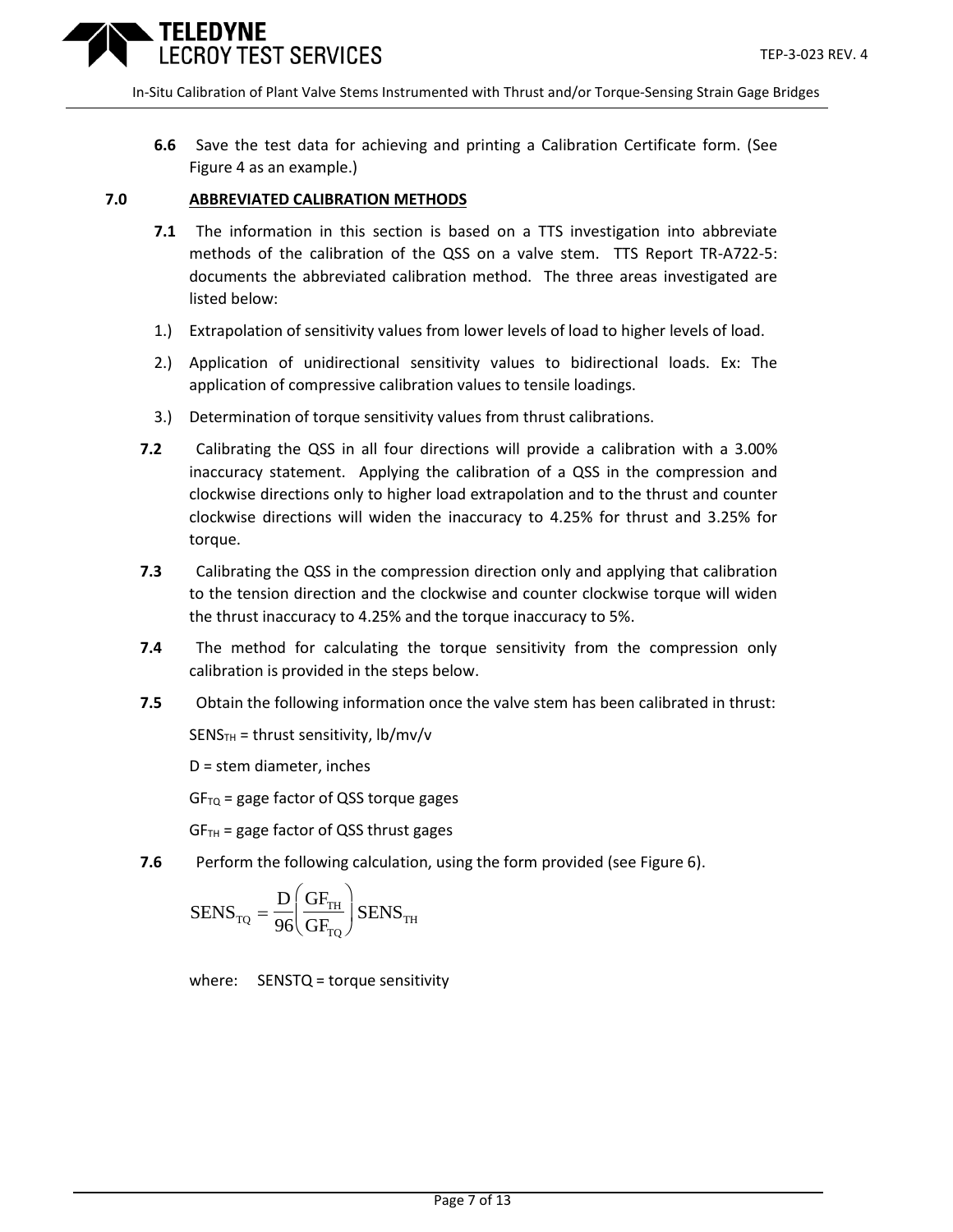**6.6** Save the test data for achieving and printing a Calibration Certificate form. (See Figure 4 as an example.)

## 7.0 ABBREVIATED CALIBRATION METHODS

**7.1** The information in this section is based on a TTS investigation into abbreviate methods of the calibration of the QSS on a valve stem. TTS Report TR-A722-5: documents the abbreviated calibration method. The three areas investigated are listed below:

1.) Extrapolation of sensitivity values from lower levels of load to higher levels of load.

2.) Application of unidirectional sensitivity values to bidirectional loads. Ex: The application of compressive calibration values to tensile loadings.

3.) Determination of torque sensitivity values from thrust calibrations.

**7.2** Calibrating the QSS in all four directions will provide a calibration with a 3.00% inaccuracy statement. Applying the calibration of a QSS in the compression and clockwise directions only to higher load extrapolation and to the thrust and counter clockwise directions will widen the inaccuracy to 4.25% for thrust and 3.25% for torque.

**7.3** Calibrating the QSS in the compression direction only and applying that calibration to the tension direction and the clockwise and counter clockwise torque will widen the thrust inaccuracy to 4.25% and the torque inaccuracy to 5%.

**7.4** The method for calculating the torque sensitivity from the compression only calibration is provided in the steps below.

**7.5** Obtain the following information once the valve stem has been calibrated in thrust:

$SENS_{TH}$ = thrust sensitivity, lb/mv/v

D = stem diameter, inches

$GF_{TQ}$ = gage factor of QSS torque gages

$GF_{TH}$ = gage factor of QSS thrust gages

**7.6** Perform the following calculation, using the form provided (see Figure 6).

$$SENS_{TQ} = \frac{D}{96}\left(\frac{GF_{TH}}{GF_{TQ}}\right)SENS_{TH}$$

where: SENSTQ = torque sensitivity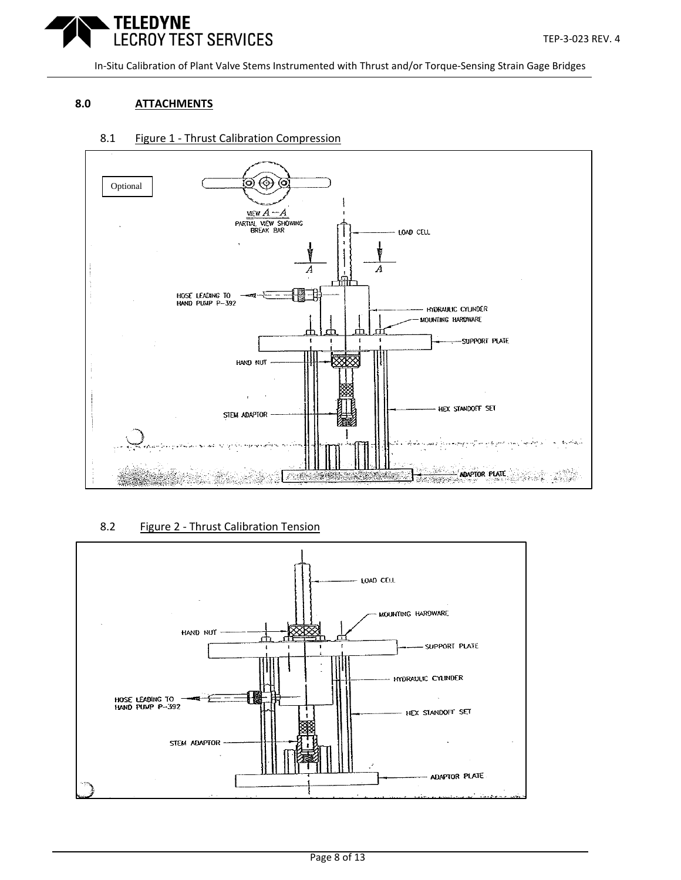## 8.0 ATTACHMENTS

### 8.1 Figure 1 - Thrust Calibration Compression

### 8.2 Figure 2 - Thrust Calibration Tension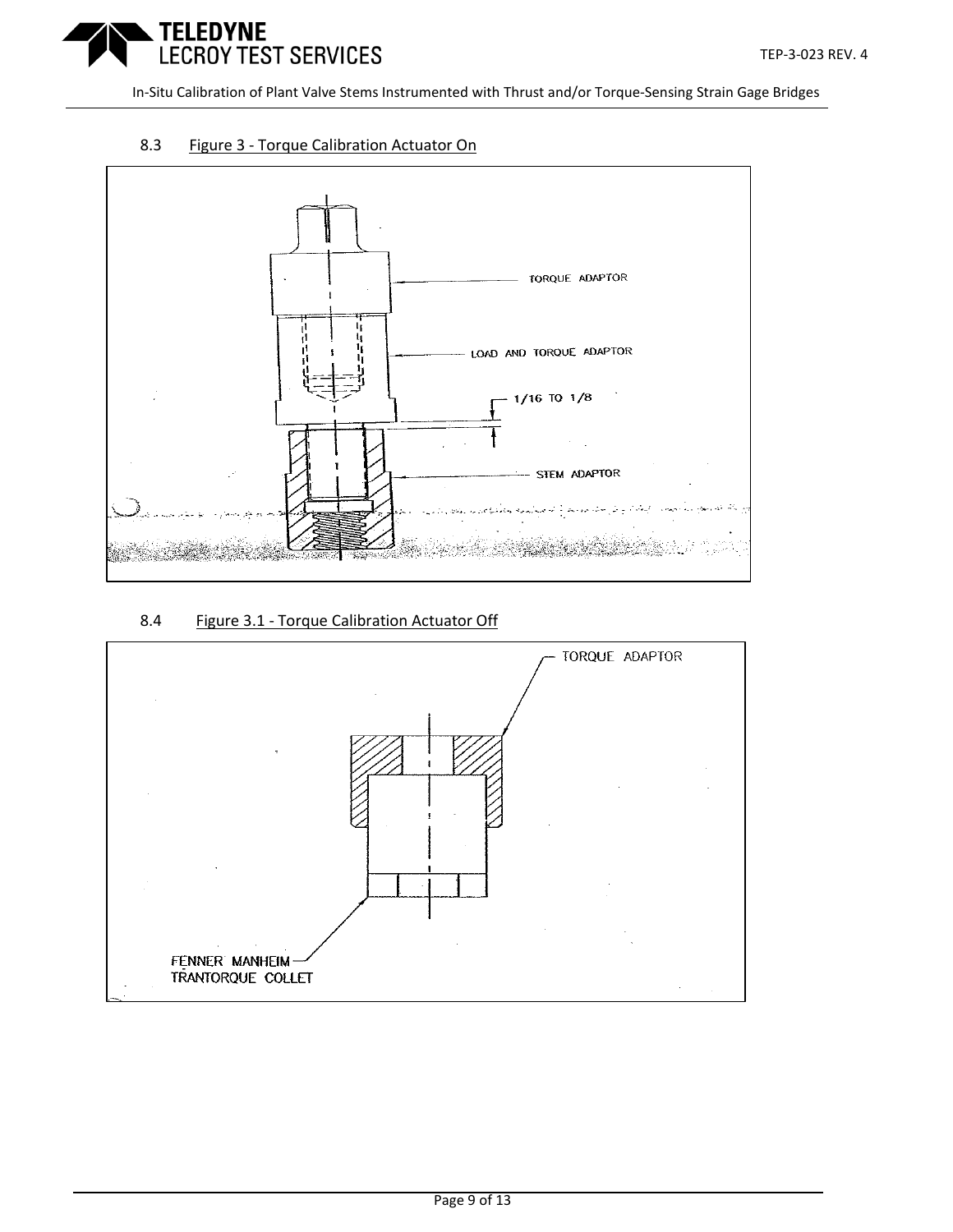8.3 Figure 3 - Torque Calibration Actuator On

TORQUE ADAPTOR

LOAD AND TORQUE ADAPTOR

1/16 TO 1/8

STEM ADAPTOR

8.4 Figure 3.1 - Torque Calibration Actuator Off

TORQUE ADAPTOR

FENNER MANHEIM TRANTORQUE COLLET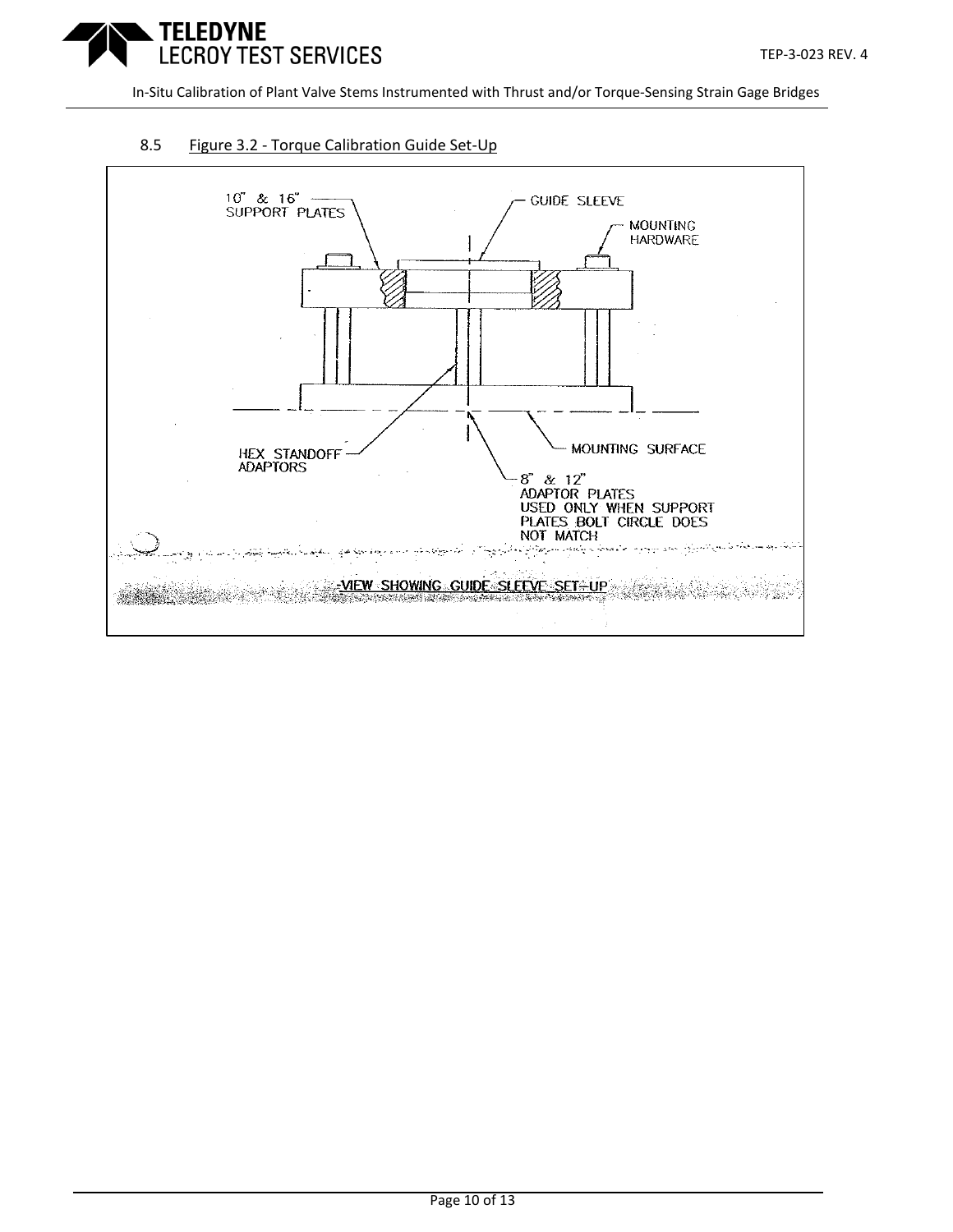## 8.5 Figure 3.2 - Torque Calibration Guide Set-Up

10" & 16" SUPPORT PLATES

GUIDE SLEEVE

MOUNTING HARDWARE

HEX STANDOFF ADAPTORS

MOUNTING SURFACE

8" & 12" ADAPTOR PLATES USED ONLY WHEN SUPPORT PLATES BOLT CIRCLE DOES NOT MATCH

VIEW SHOWING GUIDE SLEEVE SET-UP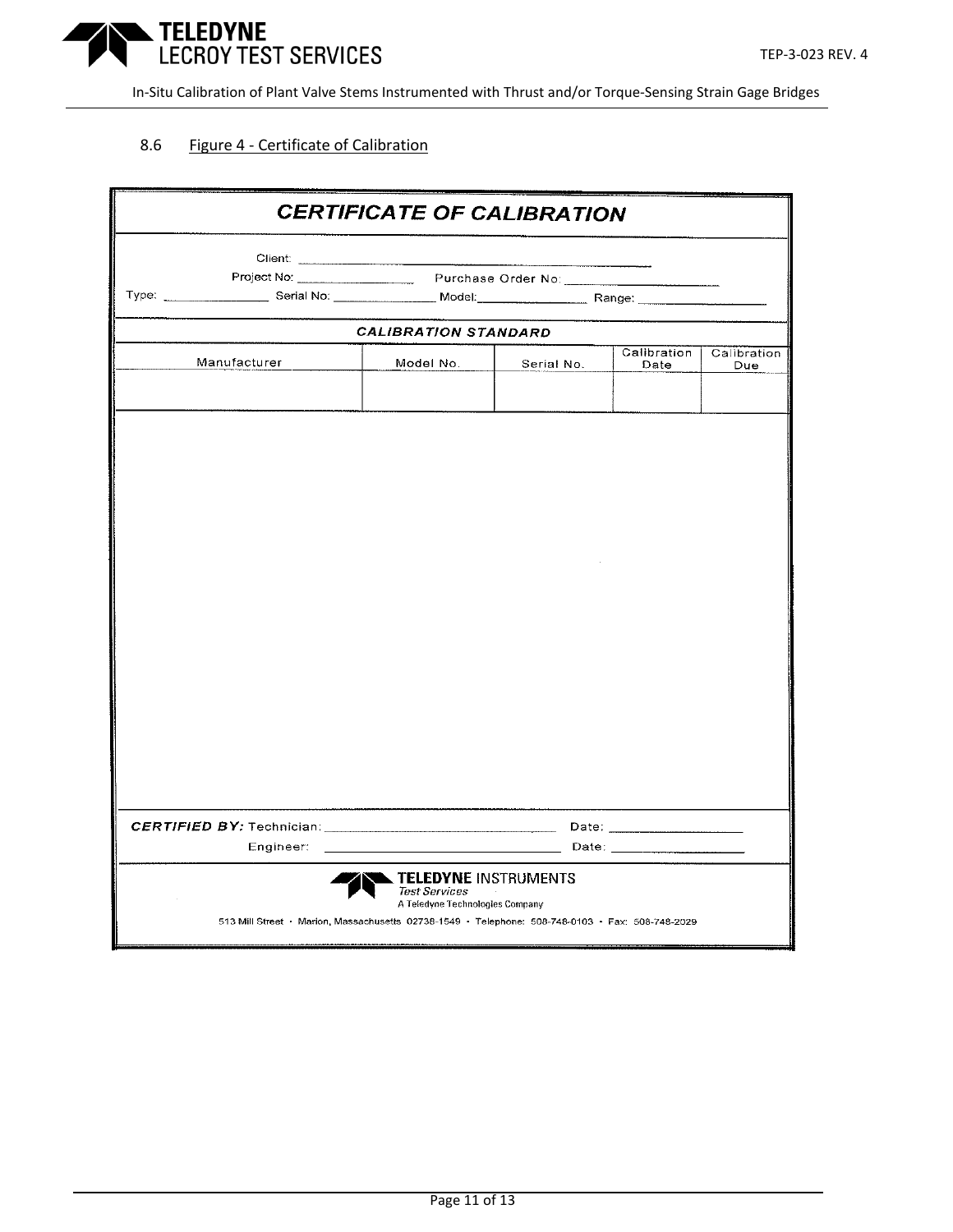## 8.6 Figure 4 - Certificate of Calibration

**CERTIFICATE OF CALIBRATION**

Client: ______________________________

Project No: ______________ Purchase Order No: ______________________

Type: ______________ Serial No: ______________ Model: ______________ Range: ______________

**CALIBRATION STANDARD**

| Manufacturer | Model No. | Serial No. | Calibration Date | Calibration Due |
|---|---|---|---|---|
| | | | | |

***CERTIFIED BY:*** Technician: ______________________________ Date: ______________

Engineer: ______________________________ Date: ______________

**TELEDYNE** INSTRUMENTS
*Test Services*
A Teledyne Technologies Company

513 Mill Street · Marion, Massachusetts 02738-1549 · Telephone: 508-748-0103 · Fax: 508-748-2029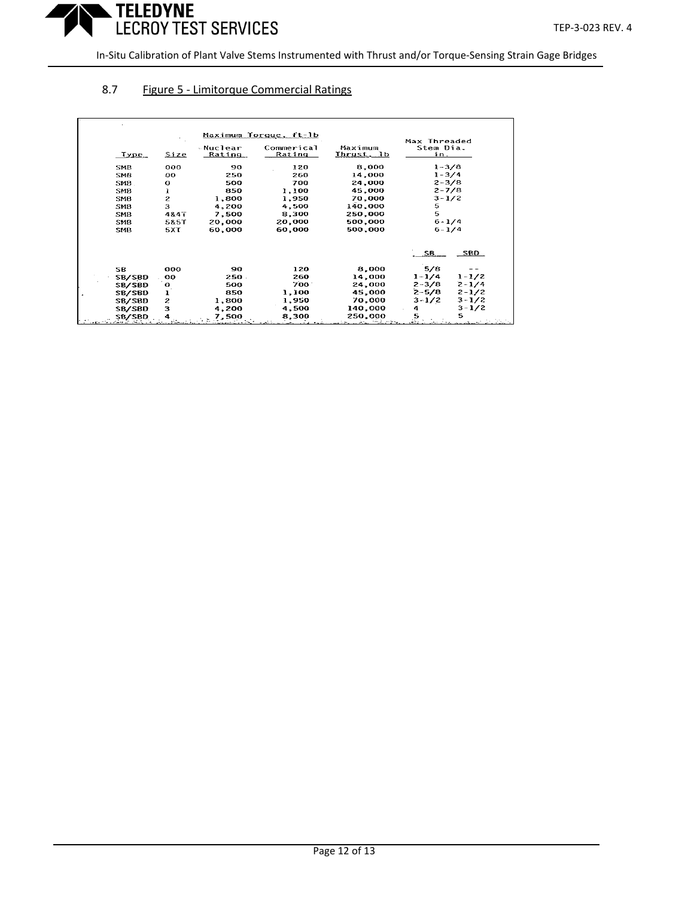## 8.7 Figure 5 - Limitorque Commercial Ratings

| Type | Size | Maximum Torque, ft-lb Nuclear Rating | Maximum Torque, ft-lb Commerical Rating | Maximum Thrust, lb | Max Threaded Stem Dia. in. | |
|---|---|---|---|---|---|---|
| SMB | 000 | 90 | 120 | 8,000 | 1-3/8 | |
| SMB | 00 | 250 | 260 | 14,000 | 1-3/4 | |
| SMB | 0 | 500 | 700 | 24,000 | 2-3/8 | |
| SMB | 1 | 850 | 1,100 | 45,000 | 2-7/8 | |
| SMB | 2 | 1,800 | 1,950 | 70,000 | 3-1/2 | |
| SMB | 3 | 4,200 | 4,500 | 140,000 | 5 | |
| SMB | 4&4T | 7,500 | 8,300 | 250,000 | 5 | |
| SMB | 5&5T | 20,000 | 20,000 | 500,000 | 6-1/4 | |
| SMB | 5XT | 60,000 | 60,000 | 500,000 | 6-1/4 | |
| | | | | | SB | SBD |
| SB | 000 | 90 | 120 | 8,000 | 5/8 | -- |
| SB/SBD | 00 | 250 | 260 | 14,000 | 1-1/4 | 1-1/2 |
| SB/SBD | 0 | 500 | 700 | 24,000 | 2-3/8 | 2-1/4 |
| SB/SBD | 1 | 850 | 1,100 | 45,000 | 2-5/8 | 2-1/2 |
| SB/SBD | 2 | 1,800 | 1,950 | 70,000 | 3-1/2 | 3-1/2 |
| SB/SBD | 3 | 4,200 | 4,500 | 140,000 | 4 | 3-1/2 |
| SB/SBD | 4 | 7,500 | 8,300 | 250,000 | 5 | 5 |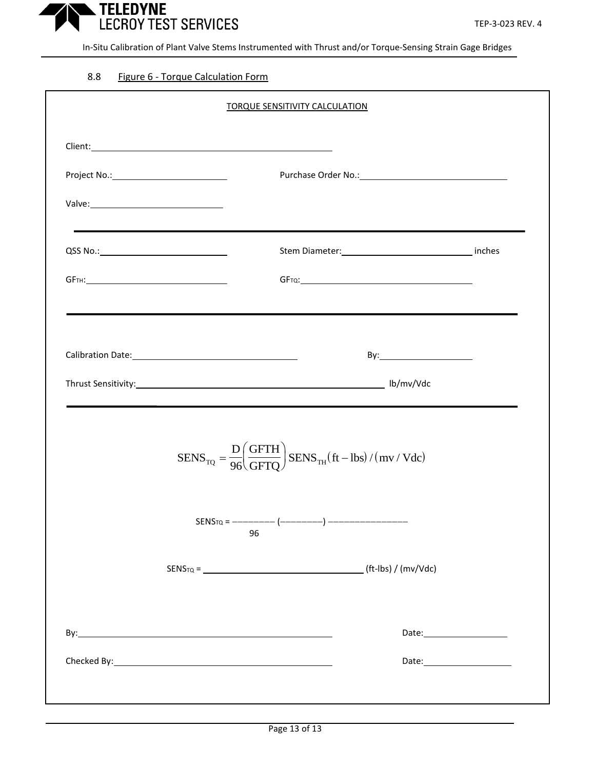## 8.8 Figure 6 - Torque Calculation Form

TORQUE SENSITIVITY CALCULATION

Client: \_\_\_\_\_\_\_\_\_\_\_\_\_\_\_\_\_\_\_\_\_\_\_\_\_\_\_\_\_\_\_\_

Project No.: \_\_\_\_\_\_\_\_\_\_\_\_\_\_\_\_\_\_\_\_ Purchase Order No.: \_\_\_\_\_\_\_\_\_\_\_\_\_\_\_\_\_\_\_\_

Valve: \_\_\_\_\_\_\_\_\_\_\_\_\_\_\_\_\_\_\_\_

---

QSS No.: \_\_\_\_\_\_\_\_\_\_\_\_\_\_\_\_\_\_\_\_ Stem Diameter: \_\_\_\_\_\_\_\_\_\_\_\_\_\_\_\_\_\_\_\_ inches

$GF_{TH}$: \_\_\_\_\_\_\_\_\_\_\_\_\_\_\_\_\_\_\_\_ $GF_{TQ}$: \_\_\_\_\_\_\_\_\_\_\_\_\_\_\_\_\_\_\_\_

---

Calibration Date: \_\_\_\_\_\_\_\_\_\_\_\_\_\_\_\_\_\_\_\_ By: \_\_\_\_\_\_\_\_\_\_\_\_\_\_\_\_

Thrust Sensitivity: \_\_\_\_\_\_\_\_\_\_\_\_\_\_\_\_\_\_\_\_\_\_\_\_\_\_\_\_\_\_\_\_ lb/mv/Vdc

---

$$SENS_{TQ} = \frac{D}{96}\left(\frac{GFTH}{GFTQ}\right) SENS_{TH}\left(ft - lbs\right) / \left(mv / Vdc\right)$$

$SENS_{TQ}$ = ——————— (———————) ——————————————
96

$SENS_{TQ}$ = \_\_\_\_\_\_\_\_\_\_\_\_\_\_\_\_\_\_\_\_\_\_\_\_\_\_\_\_ (ft-lbs) / (mv/Vdc)

By: \_\_\_\_\_\_\_\_\_\_\_\_\_\_\_\_\_\_\_\_\_\_\_\_\_\_\_\_\_\_\_\_ Date: \_\_\_\_\_\_\_\_\_\_\_\_\_\_\_\_

Checked By: \_\_\_\_\_\_\_\_\_\_\_\_\_\_\_\_\_\_\_\_\_\_\_\_\_\_\_\_ Date: \_\_\_\_\_\_\_\_\_\_\_\_\_\_\_\_